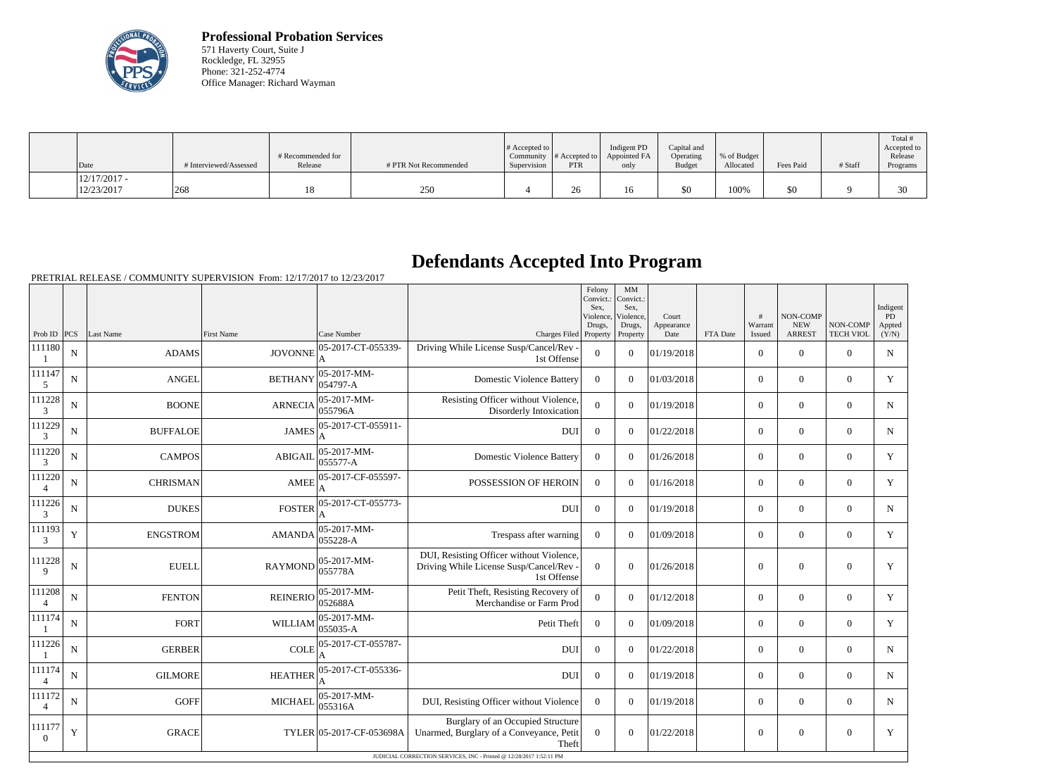**Professional Probation Services**
571 Haverty Court, Suite J
Rockledge, FL 32955
Phone: 321-252-4774
Office Manager: Richard Wayman

| Date | # Interviewed/Assessed | # Recommended for Release | # PTR Not Recommended | # Accepted to Community Supervision | # Accepted to PTR | Indigent PD Appointed FA only | Capital and Operating Budget | % of Budget Allocated | Fees Paid | # Staff | Total # Accepted to Release Programs |
|---|---|---|---|---|---|---|---|---|---|---|---|
| 12/17/2017 - 12/23/2017 | 268 | 18 | 250 | 4 | 26 | 16 | $0 | 100% | $0 | 9 | 30 |

# Defendants Accepted Into Program

PRETRIAL RELEASE / COMMUNITY SUPERVISION From: 12/17/2017 to 12/23/2017

| Prob ID | PCS | Last Name | First Name | Case Number | Charges Filed | Felony Convict.: Sex, Violence, Drugs, Property | MM Convict.: Sex, Violence, Drugs, Property | Court Appearance Date | FTA Date | # Warrant Issued | NON-COMP NEW ARREST | NON-COMP TECH VIOL | Indigent PD Appted (Y/N) |
|---|---|---|---|---|---|---|---|---|---|---|---|---|---|
| 1111801 | N | ADAMS | JOVONNE | 05-2017-CT-055339-A | Driving While License Susp/Cancel/Rev - 1st Offense | 0 | 0 | 01/19/2018 | | 0 | 0 | 0 | N |
| 1111475 | N | ANGEL | BETHANY | 05-2017-MM-054797-A | Domestic Violence Battery | 0 | 0 | 01/03/2018 | | 0 | 0 | 0 | Y |
| 1112283 | N | BOONE | ARNECIA | 05-2017-MM-055796A | Resisting Officer without Violence, Disorderly Intoxication | 0 | 0 | 01/19/2018 | | 0 | 0 | 0 | N |
| 1112293 | N | BUFFALOE | JAMES | 05-2017-CT-055911-A | DUI | 0 | 0 | 01/22/2018 | | 0 | 0 | 0 | N |
| 1112203 | N | CAMPOS | ABIGAIL | 05-2017-MM-055577-A | Domestic Violence Battery | 0 | 0 | 01/26/2018 | | 0 | 0 | 0 | Y |
| 1112204 | N | CHRISMAN | AMEE | 05-2017-CF-055597-A | POSSESSION OF HEROIN | 0 | 0 | 01/16/2018 | | 0 | 0 | 0 | Y |
| 1112263 | N | DUKES | FOSTER | 05-2017-CT-055773-A | DUI | 0 | 0 | 01/19/2018 | | 0 | 0 | 0 | N |
| 1111933 | Y | ENGSTROM | AMANDA | 05-2017-MM-055228-A | Trespass after warning | 0 | 0 | 01/09/2018 | | 0 | 0 | 0 | Y |
| 1112289 | N | EUELL | RAYMOND | 05-2017-MM-055778A | DUI, Resisting Officer without Violence, Driving While License Susp/Cancel/Rev - 1st Offense | 0 | 0 | 01/26/2018 | | 0 | 0 | 0 | Y |
| 1112084 | N | FENTON | REINERIO | 05-2017-MM-052688A | Petit Theft, Resisting Recovery of Merchandise or Farm Prod | 0 | 0 | 01/12/2018 | | 0 | 0 | 0 | Y |
| 1111741 | N | FORT | WILLIAM | 05-2017-MM-055035-A | Petit Theft | 0 | 0 | 01/09/2018 | | 0 | 0 | 0 | Y |
| 1112261 | N | GERBER | COLE | 05-2017-CT-055787-A | DUI | 0 | 0 | 01/22/2018 | | 0 | 0 | 0 | N |
| 1111744 | N | GILMORE | HEATHER | 05-2017-CT-055336-A | DUI | 0 | 0 | 01/19/2018 | | 0 | 0 | 0 | N |
| 1111724 | N | GOFF | MICHAEL | 05-2017-MM-055316A | DUI, Resisting Officer without Violence | 0 | 0 | 01/19/2018 | | 0 | 0 | 0 | N |
| 1111770 | Y | GRACE | TYLER | 05-2017-CF-053698A | Burglary of an Occupied Structure Unarmed, Burglary of a Conveyance, Petit Theft | 0 | 0 | 01/22/2018 | | 0 | 0 | 0 | Y |

JUDICIAL CORRECTION SERVICES, INC - Printed @ 12/28/2017 1:52:11 PM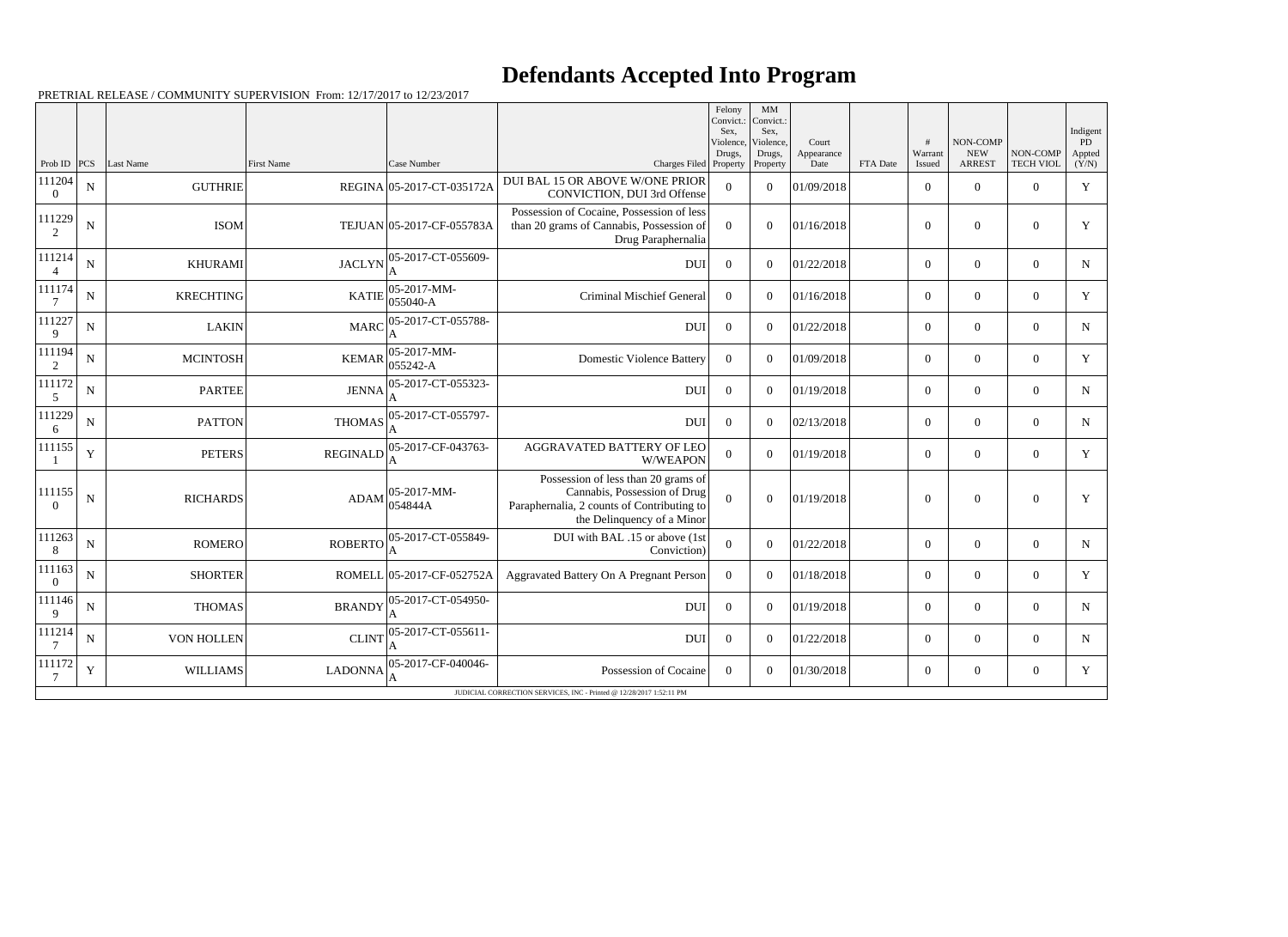# Defendants Accepted Into Program

PRETRIAL RELEASE / COMMUNITY SUPERVISION From: 12/17/2017 to 12/23/2017

| Prob ID | PCS | Last Name | First Name | Case Number | Charges Filed | Felony Convict.: Sex, Violence, Drugs, Property | MM Convict.: Sex, Violence, Drugs, Property | Court Appearance Date | FTA Date | # Warrant Issued | NON-COMP NEW ARREST | NON-COMP TECH VIOL | Indigent PD Appted (Y/N) |
|---|---|---|---|---|---|---|---|---|---|---|---|---|---|
| 1112040 | N | GUTHRIE | REGINA | 05-2017-CT-035172A | DUI BAL 15 OR ABOVE W/ONE PRIOR CONVICTION, DUI 3rd Offense | 0 | 0 | 01/09/2018 | | 0 | 0 | 0 | Y |
| 1112292 | N | ISOM | TEJUAN | 05-2017-CF-055783A | Possession of Cocaine, Possession of less than 20 grams of Cannabis, Possession of Drug Paraphernalia | 0 | 0 | 01/16/2018 | | 0 | 0 | 0 | Y |
| 1112144 | N | KHURAMI | JACLYN | 05-2017-CT-055609-A | DUI | 0 | 0 | 01/22/2018 | | 0 | 0 | 0 | N |
| 1111747 | N | KRECHTING | KATIE | 05-2017-MM-055040-A | Criminal Mischief General | 0 | 0 | 01/16/2018 | | 0 | 0 | 0 | Y |
| 1112279 | N | LAKIN | MARC | 05-2017-CT-055788-A | DUI | 0 | 0 | 01/22/2018 | | 0 | 0 | 0 | N |
| 1111942 | N | MCINTOSH | KEMAR | 05-2017-MM-055242-A | Domestic Violence Battery | 0 | 0 | 01/09/2018 | | 0 | 0 | 0 | Y |
| 1111725 | N | PARTEE | JENNA | 05-2017-CT-055323-A | DUI | 0 | 0 | 01/19/2018 | | 0 | 0 | 0 | N |
| 1112296 | N | PATTON | THOMAS | 05-2017-CT-055797-A | DUI | 0 | 0 | 02/13/2018 | | 0 | 0 | 0 | N |
| 1111551 | Y | PETERS | REGINALD | 05-2017-CF-043763-A | AGGRAVATED BATTERY OF LEO W/WEAPON | 0 | 0 | 01/19/2018 | | 0 | 0 | 0 | Y |
| 1111550 | N | RICHARDS | ADAM | 05-2017-MM-054844A | Possession of less than 20 grams of Cannabis, Possession of Drug Paraphernalia, 2 counts of Contributing to the Delinquency of a Minor | 0 | 0 | 01/19/2018 | | 0 | 0 | 0 | Y |
| 1112638 | N | ROMERO | ROBERTO | 05-2017-CT-055849-A | DUI with BAL .15 or above (1st Conviction) | 0 | 0 | 01/22/2018 | | 0 | 0 | 0 | N |
| 1111630 | N | SHORTER | ROMELL | 05-2017-CF-052752A | Aggravated Battery On A Pregnant Person | 0 | 0 | 01/18/2018 | | 0 | 0 | 0 | Y |
| 1111469 | N | THOMAS | BRANDY | 05-2017-CT-054950-A | DUI | 0 | 0 | 01/19/2018 | | 0 | 0 | 0 | N |
| 1112147 | N | VON HOLLEN | CLINT | 05-2017-CT-055611-A | DUI | 0 | 0 | 01/22/2018 | | 0 | 0 | 0 | N |
| 1111727 | Y | WILLIAMS | LADONNA | 05-2017-CF-040046-A | Possession of Cocaine | 0 | 0 | 01/30/2018 | | 0 | 0 | 0 | Y |

JUDICIAL CORRECTION SERVICES, INC - Printed @ 12/28/2017 1:52:11 PM